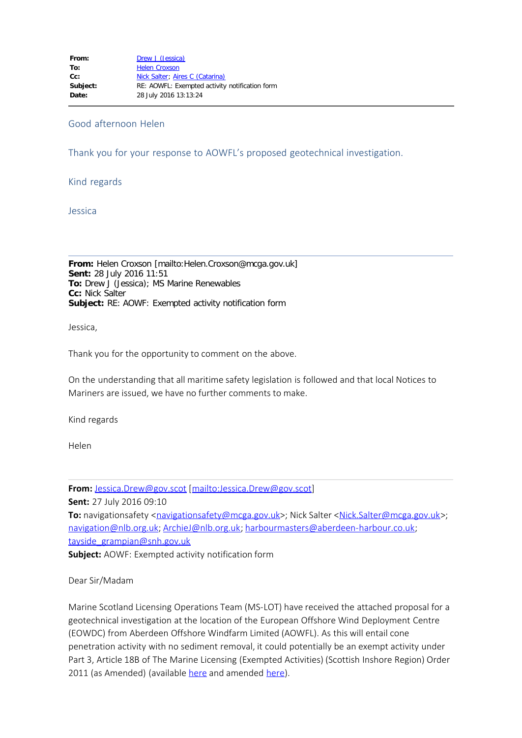| | |
|---|---|
| **From:** | Drew J (Jessica) |
| **To:** | Helen Croxson |
| **Cc:** | Nick Salter; Aires C (Catarina) |
| **Subject:** | RE: AOWFL: Exempted activity notification form |
| **Date:** | 28 July 2016 13:13:24 |

Good afternoon Helen

Thank you for your response to AOWFL's proposed geotechnical investigation.

Kind regards

Jessica

---

**From:** Helen Croxson [mailto:Helen.Croxson@mcga.gov.uk]
**Sent:** 28 July 2016 11:51
**To:** Drew J (Jessica); MS Marine Renewables
**Cc:** Nick Salter
**Subject:** RE: AOWF: Exempted activity notification form

Jessica,

Thank you for the opportunity to comment on the above.

On the understanding that all maritime safety legislation is followed and that local Notices to Mariners are issued, we have no further comments to make.

Kind regards

Helen

---

**From:** Jessica.Drew@gov.scot [mailto:Jessica.Drew@gov.scot]
**Sent:** 27 July 2016 09:10
**To:** navigationsafety <navigationsafety@mcga.gov.uk>; Nick Salter <Nick.Salter@mcga.gov.uk>; navigation@nlb.org.uk; ArchieJ@nlb.org.uk; harbourmasters@aberdeen-harbour.co.uk; tayside_grampian@snh.gov.uk
**Subject:** AOWF: Exempted activity notification form

Dear Sir/Madam

Marine Scotland Licensing Operations Team (MS-LOT) have received the attached proposal for a geotechnical investigation at the location of the European Offshore Wind Deployment Centre (EOWDC) from Aberdeen Offshore Windfarm Limited (AOWFL). As this will entail cone penetration activity with no sediment removal, it could potentially be an exempt activity under Part 3, Article 18B of The Marine Licensing (Exempted Activities) (Scottish Inshore Region) Order 2011 (as Amended) (available here and amended here).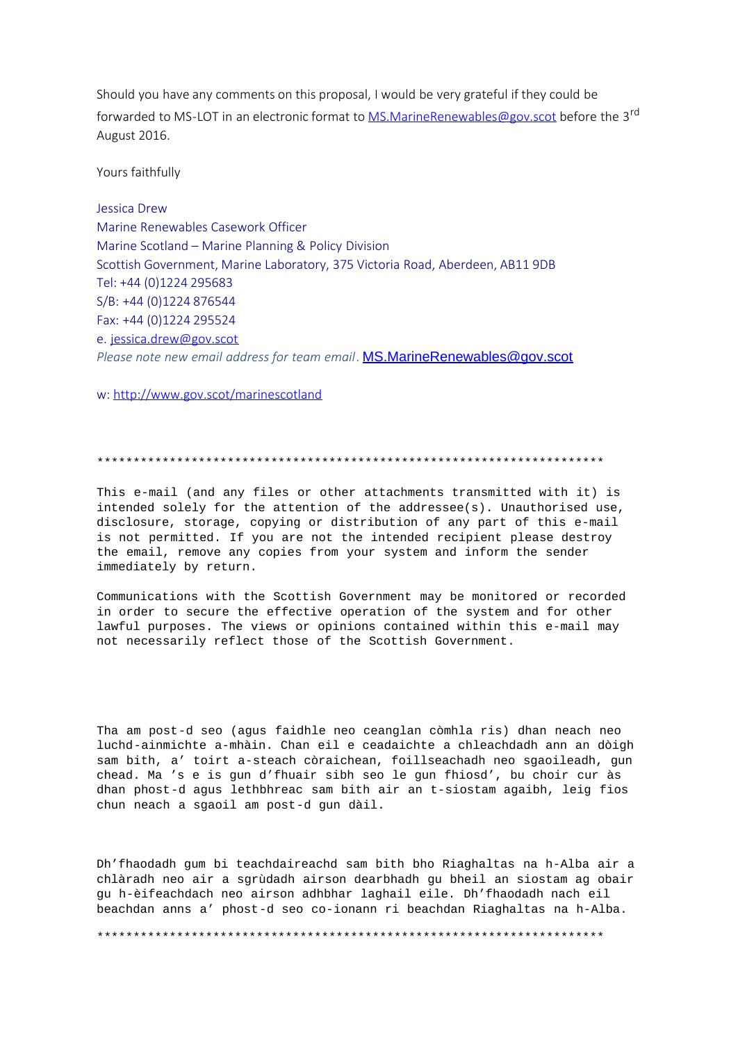Should you have any comments on this proposal, I would be very grateful if they could be forwarded to MS-LOT in an electronic format to MS.MarineRenewables@gov.scot before the 3rd August 2016.

Yours faithfully

Jessica Drew
Marine Renewables Casework Officer
Marine Scotland – Marine Planning & Policy Division
Scottish Government, Marine Laboratory, 375 Victoria Road, Aberdeen, AB11 9DB
Tel: +44 (0)1224 295683
S/B: +44 (0)1224 876544
Fax: +44 (0)1224 295524
e. jessica.drew@gov.scot
*Please note new email address for team email*. MS.MarineRenewables@gov.scot

w: http://www.gov.scot/marinescotland

**********************************************************************

This e-mail (and any files or other attachments transmitted with it) is intended solely for the attention of the addressee(s). Unauthorised use, disclosure, storage, copying or distribution of any part of this e-mail is not permitted. If you are not the intended recipient please destroy the email, remove any copies from your system and inform the sender immediately by return.

Communications with the Scottish Government may be monitored or recorded in order to secure the effective operation of the system and for other lawful purposes. The views or opinions contained within this e-mail may not necessarily reflect those of the Scottish Government.

Tha am post-d seo (agus faidhle neo ceanglan còmhla ris) dhan neach neo luchd-ainmichte a-mhàin. Chan eil e ceadaichte a chleachdadh ann an dòigh sam bith, a’ toirt a-steach còraichean, foillseachadh neo sgaoileadh, gun chead. Ma ’s e is gun d’fhuair sibh seo le gun fhiosd’, bu choir cur às dhan phost-d agus lethbhreac sam bith air an t-siostam agaibh, leig fios chun neach a sgaoil am post-d gun dàil.

Dh’fhaodadh gum bi teachdaireachd sam bith bho Riaghaltas na h-Alba air a chlàradh neo air a sgrùdadh airson dearbhadh gu bheil an siostam ag obair gu h-èifeachdach neo airson adhbhar laghail eile. Dh’fhaodadh nach eil beachdan anns a’ phost-d seo co-ionann ri beachdan Riaghaltas na h-Alba.

**********************************************************************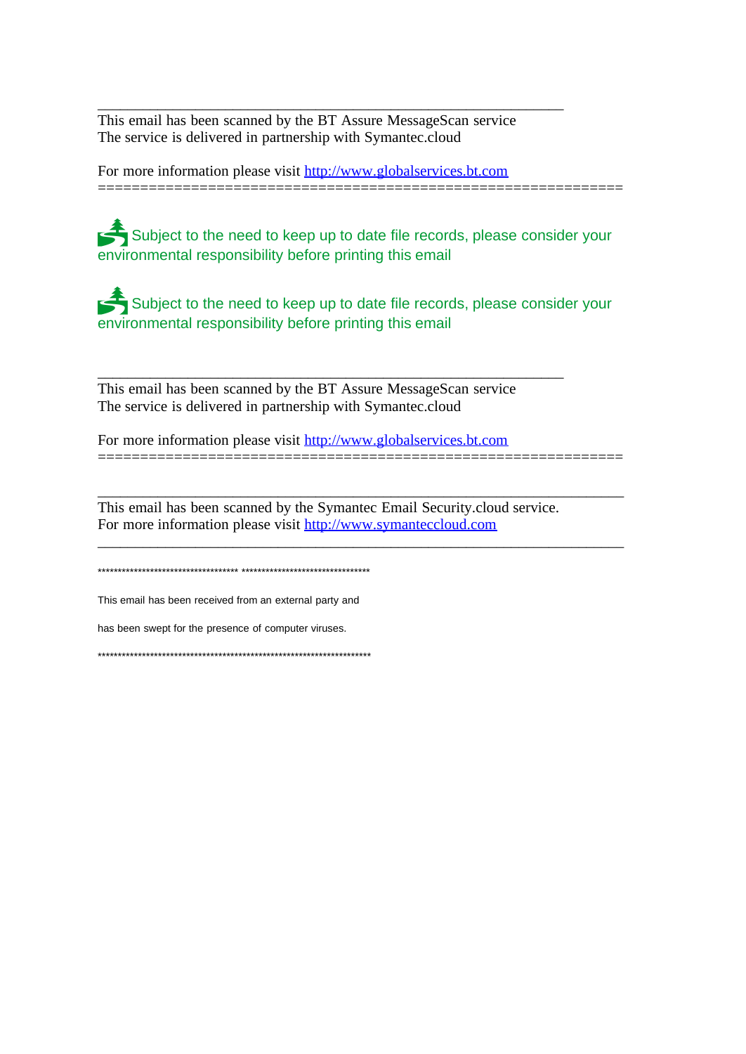______________________________________________________________________
This email has been scanned by the BT Assure MessageScan service
The service is delivered in partnership with Symantec.cloud

For more information please visit http://www.globalservices.bt.com
==============================================================

Subject to the need to keep up to date file records, please consider your environmental responsibility before printing this email

Subject to the need to keep up to date file records, please consider your environmental responsibility before printing this email

______________________________________________________________________
This email has been scanned by the BT Assure MessageScan service
The service is delivered in partnership with Symantec.cloud

For more information please visit http://www.globalservices.bt.com
==============================================================

______________________________________________________________________
This email has been scanned by the Symantec Email Security.cloud service.
For more information please visit http://www.symanteccloud.com
______________________________________________________________________

********************************** ******************************

This email has been received from an external party and

has been swept for the presence of computer viruses.

******************************************************************